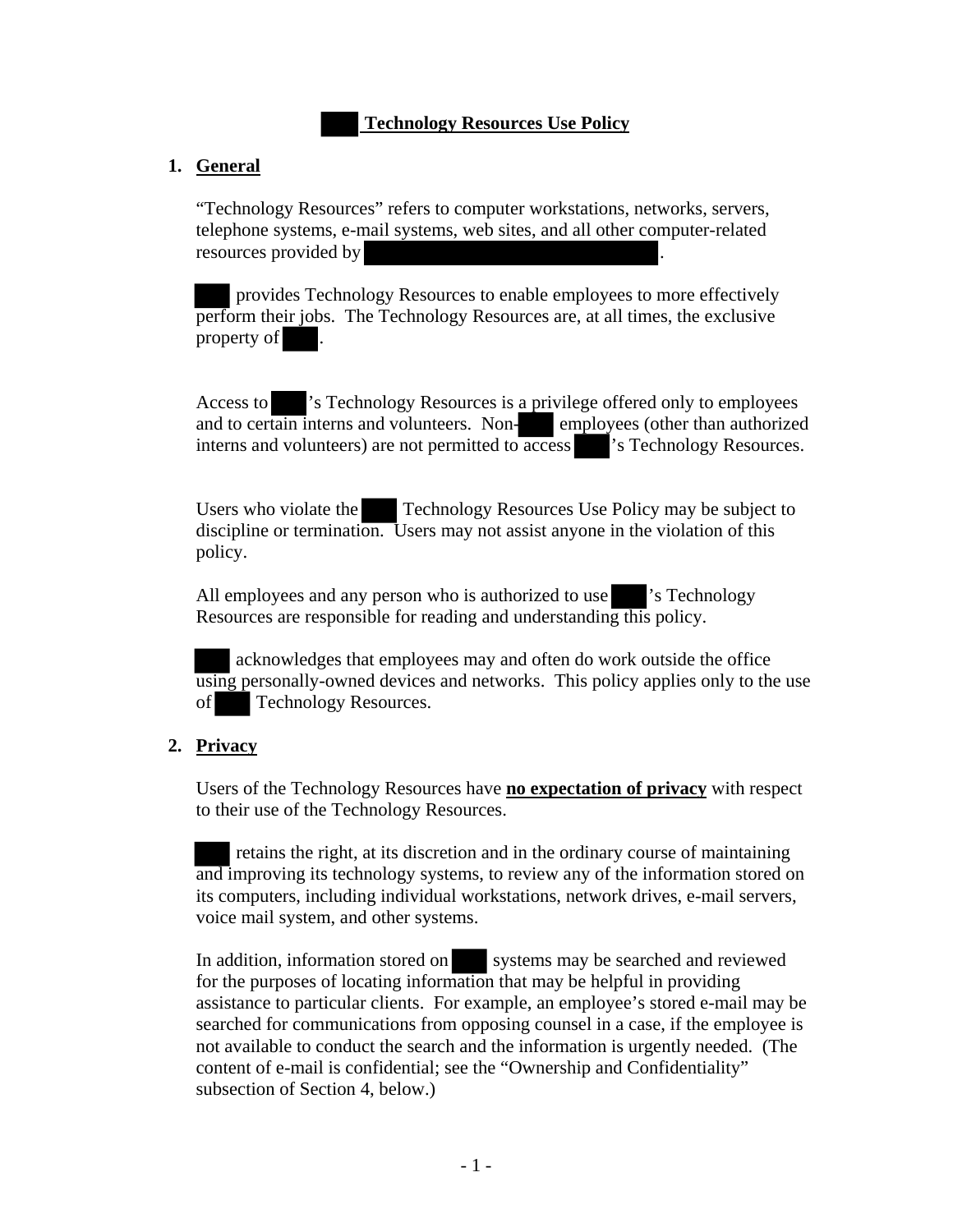# Technology Resources Use Policy

## 1. General

"Technology Resources" refers to computer workstations, networks, servers, telephone systems, e-mail systems, web sites, and all other computer-related resources provided by .

provides Technology Resources to enable employees to more effectively perform their jobs. The Technology Resources are, at all times, the exclusive property of .

Access to 's Technology Resources is a privilege offered only to employees and to certain interns and volunteers. Non- employees (other than authorized interns and volunteers) are not permitted to access 's Technology Resources.

Users who violate the Technology Resources Use Policy may be subject to discipline or termination. Users may not assist anyone in the violation of this policy.

All employees and any person who is authorized to use 's Technology Resources are responsible for reading and understanding this policy.

acknowledges that employees may and often do work outside the office using personally-owned devices and networks. This policy applies only to the use of Technology Resources.

## 2. Privacy

Users of the Technology Resources have **no expectation of privacy** with respect to their use of the Technology Resources.

retains the right, at its discretion and in the ordinary course of maintaining and improving its technology systems, to review any of the information stored on its computers, including individual workstations, network drives, e-mail servers, voice mail system, and other systems.

In addition, information stored on systems may be searched and reviewed for the purposes of locating information that may be helpful in providing assistance to particular clients. For example, an employee's stored e-mail may be searched for communications from opposing counsel in a case, if the employee is not available to conduct the search and the information is urgently needed. (The content of e-mail is confidential; see the "Ownership and Confidentiality" subsection of Section 4, below.)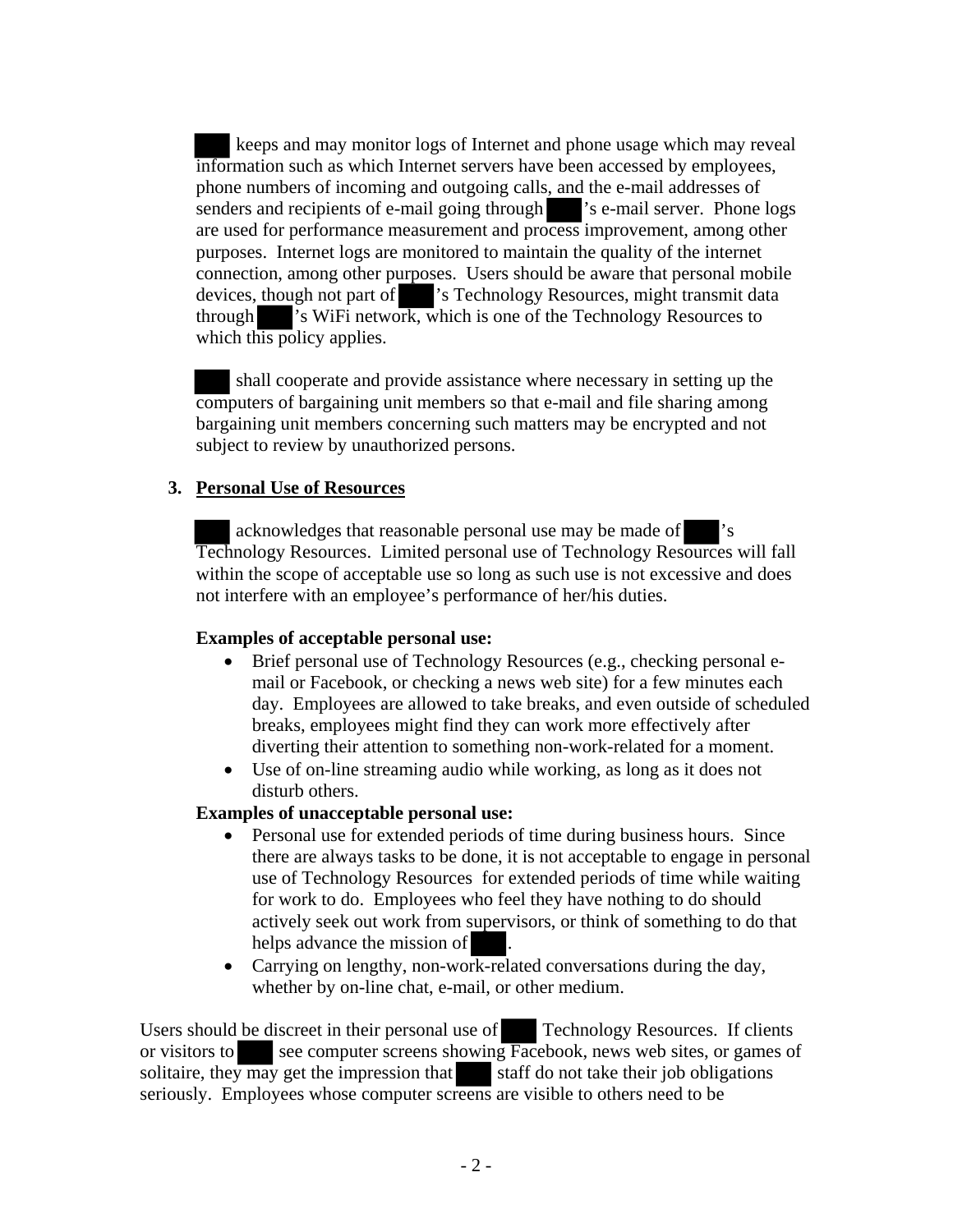█ keeps and may monitor logs of Internet and phone usage which may reveal information such as which Internet servers have been accessed by employees, phone numbers of incoming and outgoing calls, and the e-mail addresses of senders and recipients of e-mail going through █'s e-mail server. Phone logs are used for performance measurement and process improvement, among other purposes. Internet logs are monitored to maintain the quality of the internet connection, among other purposes. Users should be aware that personal mobile devices, though not part of █'s Technology Resources, might transmit data through █'s WiFi network, which is one of the Technology Resources to which this policy applies.

█ shall cooperate and provide assistance where necessary in setting up the computers of bargaining unit members so that e-mail and file sharing among bargaining unit members concerning such matters may be encrypted and not subject to review by unauthorized persons.

## 3. <u>Personal Use of Resources</u>

█ acknowledges that reasonable personal use may be made of █'s Technology Resources. Limited personal use of Technology Resources will fall within the scope of acceptable use so long as such use is not excessive and does not interfere with an employee's performance of her/his duties.

**Examples of acceptable personal use:**

- Brief personal use of Technology Resources (e.g., checking personal e-mail or Facebook, or checking a news web site) for a few minutes each day. Employees are allowed to take breaks, and even outside of scheduled breaks, employees might find they can work more effectively after diverting their attention to something non-work-related for a moment.
- Use of on-line streaming audio while working, as long as it does not disturb others.

**Examples of unacceptable personal use:**

- Personal use for extended periods of time during business hours. Since there are always tasks to be done, it is not acceptable to engage in personal use of Technology Resources for extended periods of time while waiting for work to do. Employees who feel they have nothing to do should actively seek out work from supervisors, or think of something to do that helps advance the mission of █.
- Carrying on lengthy, non-work-related conversations during the day, whether by on-line chat, e-mail, or other medium.

Users should be discreet in their personal use of █ Technology Resources. If clients or visitors to █ see computer screens showing Facebook, news web sites, or games of solitaire, they may get the impression that █ staff do not take their job obligations seriously. Employees whose computer screens are visible to others need to be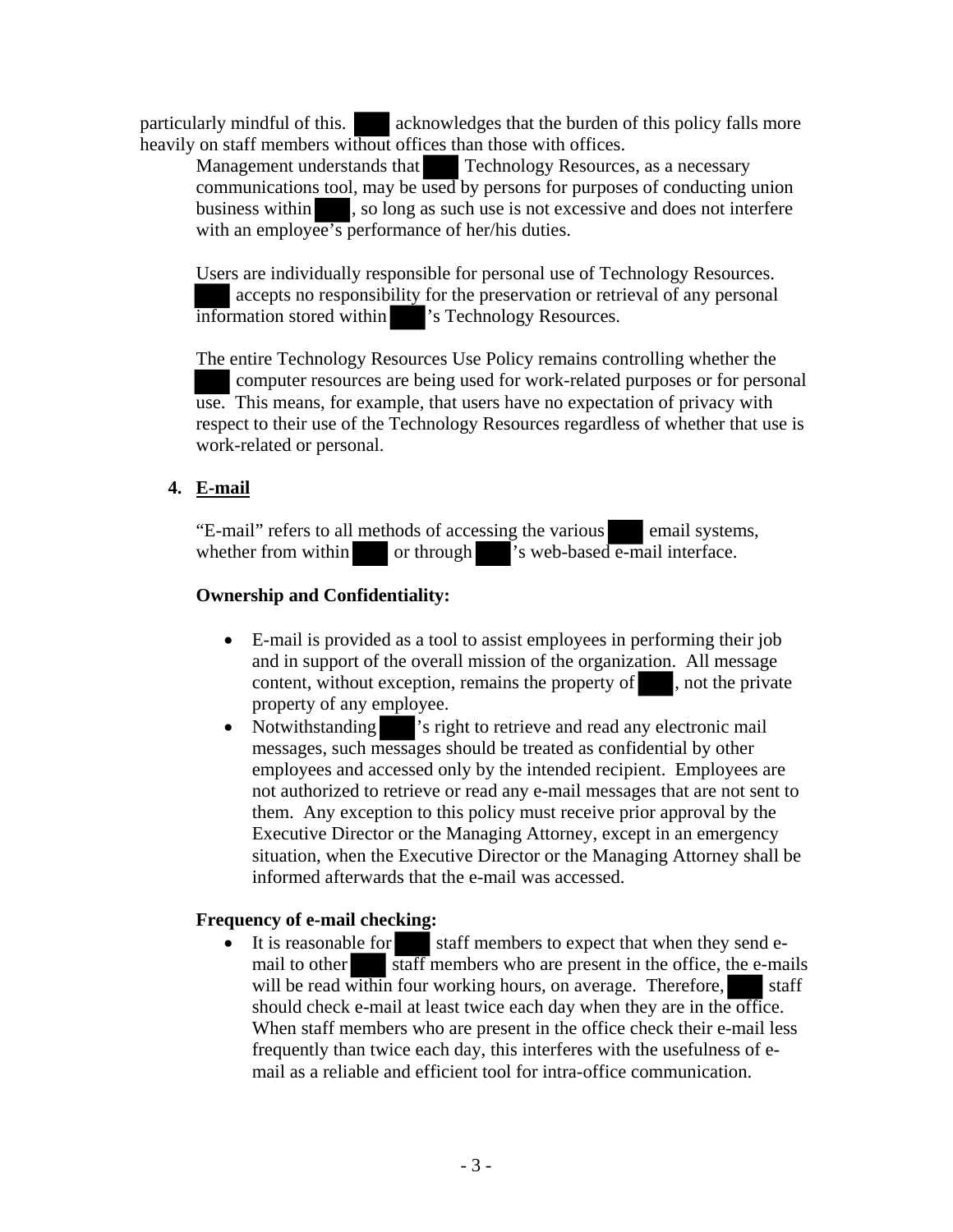particularly mindful of this. ███ acknowledges that the burden of this policy falls more heavily on staff members without offices than those with offices.

Management understands that ███ Technology Resources, as a necessary communications tool, may be used by persons for purposes of conducting union business within ███, so long as such use is not excessive and does not interfere with an employee's performance of her/his duties.

Users are individually responsible for personal use of Technology Resources. ███ accepts no responsibility for the preservation or retrieval of any personal information stored within ███'s Technology Resources.

The entire Technology Resources Use Policy remains controlling whether the ███ computer resources are being used for work-related purposes or for personal use. This means, for example, that users have no expectation of privacy with respect to their use of the Technology Resources regardless of whether that use is work-related or personal.

## 4. E-mail

"E-mail" refers to all methods of accessing the various ███ email systems, whether from within ███ or through ███'s web-based e-mail interface.

**Ownership and Confidentiality:**

- E-mail is provided as a tool to assist employees in performing their job and in support of the overall mission of the organization. All message content, without exception, remains the property of ███, not the private property of any employee.
- Notwithstanding ███'s right to retrieve and read any electronic mail messages, such messages should be treated as confidential by other employees and accessed only by the intended recipient. Employees are not authorized to retrieve or read any e-mail messages that are not sent to them. Any exception to this policy must receive prior approval by the Executive Director or the Managing Attorney, except in an emergency situation, when the Executive Director or the Managing Attorney shall be informed afterwards that the e-mail was accessed.

**Frequency of e-mail checking:**

- It is reasonable for ███ staff members to expect that when they send e-mail to other ███ staff members who are present in the office, the e-mails will be read within four working hours, on average. Therefore, ███ staff should check e-mail at least twice each day when they are in the office. When staff members who are present in the office check their e-mail less frequently than twice each day, this interferes with the usefulness of e-mail as a reliable and efficient tool for intra-office communication.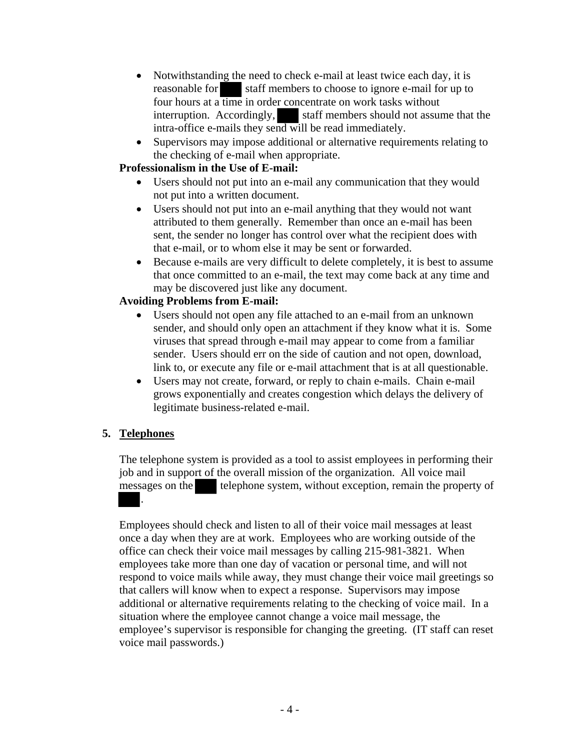- Notwithstanding the need to check e-mail at least twice each day, it is reasonable for ███ staff members to choose to ignore e-mail for up to four hours at a time in order concentrate on work tasks without interruption. Accordingly, ███ staff members should not assume that the intra-office e-mails they send will be read immediately.
- Supervisors may impose additional or alternative requirements relating to the checking of e-mail when appropriate.

**Professionalism in the Use of E-mail:**

- Users should not put into an e-mail any communication that they would not put into a written document.
- Users should not put into an e-mail anything that they would not want attributed to them generally. Remember than once an e-mail has been sent, the sender no longer has control over what the recipient does with that e-mail, or to whom else it may be sent or forwarded.
- Because e-mails are very difficult to delete completely, it is best to assume that once committed to an e-mail, the text may come back at any time and may be discovered just like any document.

**Avoiding Problems from E-mail:**

- Users should not open any file attached to an e-mail from an unknown sender, and should only open an attachment if they know what it is. Some viruses that spread through e-mail may appear to come from a familiar sender. Users should err on the side of caution and not open, download, link to, or execute any file or e-mail attachment that is at all questionable.
- Users may not create, forward, or reply to chain e-mails. Chain e-mail grows exponentially and creates congestion which delays the delivery of legitimate business-related e-mail.

## 5. Telephones

The telephone system is provided as a tool to assist employees in performing their job and in support of the overall mission of the organization. All voice mail messages on the ███ telephone system, without exception, remain the property of ███.

Employees should check and listen to all of their voice mail messages at least once a day when they are at work. Employees who are working outside of the office can check their voice mail messages by calling 215-981-3821. When employees take more than one day of vacation or personal time, and will not respond to voice mails while away, they must change their voice mail greetings so that callers will know when to expect a response. Supervisors may impose additional or alternative requirements relating to the checking of voice mail. In a situation where the employee cannot change a voice mail message, the employee's supervisor is responsible for changing the greeting. (IT staff can reset voice mail passwords.)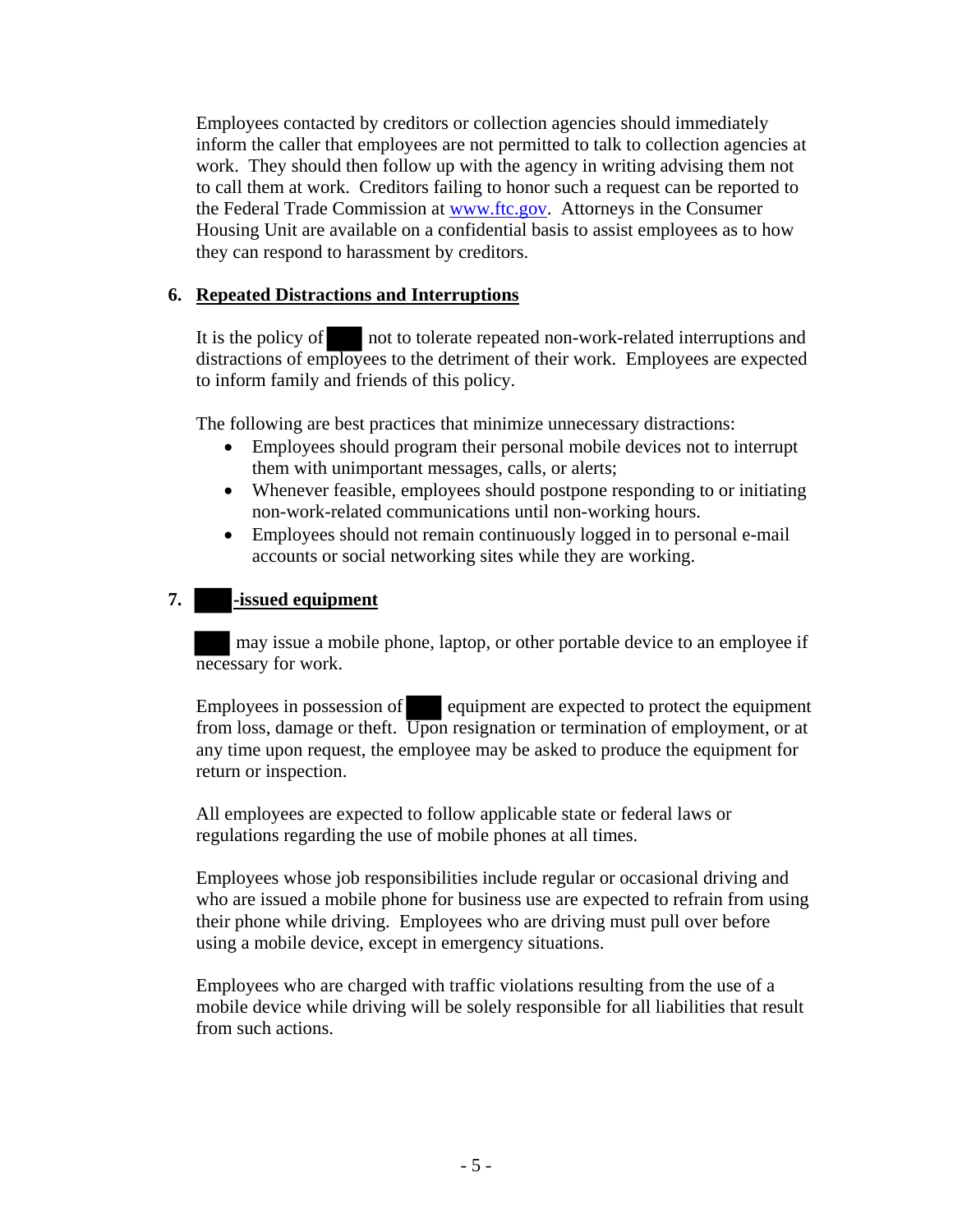Employees contacted by creditors or collection agencies should immediately inform the caller that employees are not permitted to talk to collection agencies at work. They should then follow up with the agency in writing advising them not to call them at work. Creditors failing to honor such a request can be reported to the Federal Trade Commission at [www.ftc.gov](http://www.ftc.gov). Attorneys in the Consumer Housing Unit are available on a confidential basis to assist employees as to how they can respond to harassment by creditors.

## 6. Repeated Distractions and Interruptions

It is the policy of ███ not to tolerate repeated non-work-related interruptions and distractions of employees to the detriment of their work. Employees are expected to inform family and friends of this policy.

The following are best practices that minimize unnecessary distractions:

- Employees should program their personal mobile devices not to interrupt them with unimportant messages, calls, or alerts;
- Whenever feasible, employees should postpone responding to or initiating non-work-related communications until non-working hours.
- Employees should not remain continuously logged in to personal e-mail accounts or social networking sites while they are working.

## 7. ███-issued equipment

███ may issue a mobile phone, laptop, or other portable device to an employee if necessary for work.

Employees in possession of ███ equipment are expected to protect the equipment from loss, damage or theft. Upon resignation or termination of employment, or at any time upon request, the employee may be asked to produce the equipment for return or inspection.

All employees are expected to follow applicable state or federal laws or regulations regarding the use of mobile phones at all times.

Employees whose job responsibilities include regular or occasional driving and who are issued a mobile phone for business use are expected to refrain from using their phone while driving. Employees who are driving must pull over before using a mobile device, except in emergency situations.

Employees who are charged with traffic violations resulting from the use of a mobile device while driving will be solely responsible for all liabilities that result from such actions.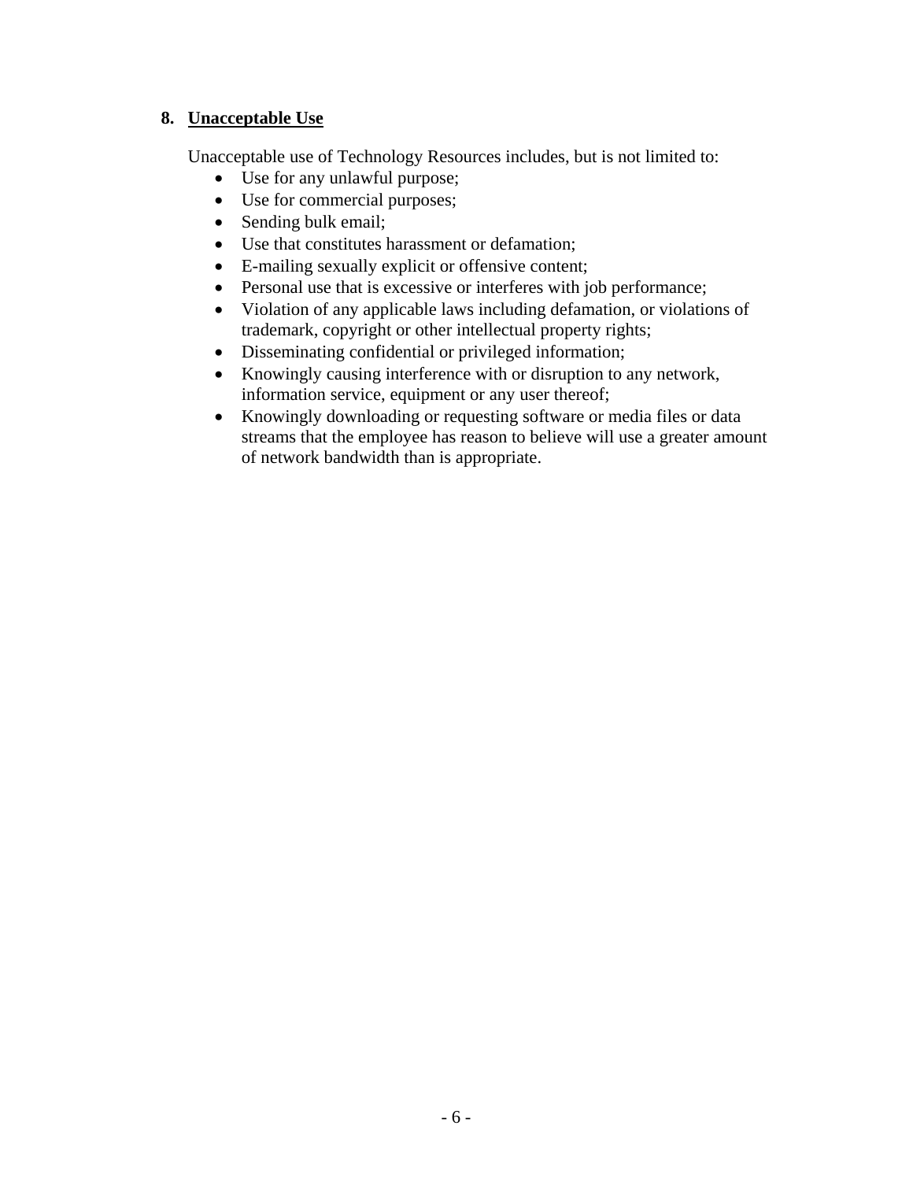## 8. Unacceptable Use

Unacceptable use of Technology Resources includes, but is not limited to:

- Use for any unlawful purpose;
- Use for commercial purposes;
- Sending bulk email;
- Use that constitutes harassment or defamation;
- E-mailing sexually explicit or offensive content;
- Personal use that is excessive or interferes with job performance;
- Violation of any applicable laws including defamation, or violations of trademark, copyright or other intellectual property rights;
- Disseminating confidential or privileged information;
- Knowingly causing interference with or disruption to any network, information service, equipment or any user thereof;
- Knowingly downloading or requesting software or media files or data streams that the employee has reason to believe will use a greater amount of network bandwidth than is appropriate.